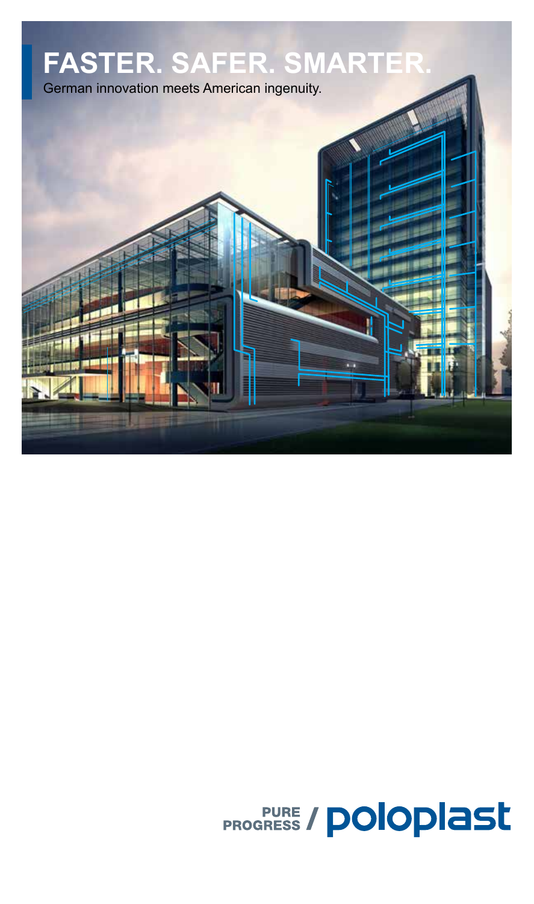# FASTER. SAFER. SMARTER.

German innovation meets American ingenuity.

PURE PROGRESS / poloplast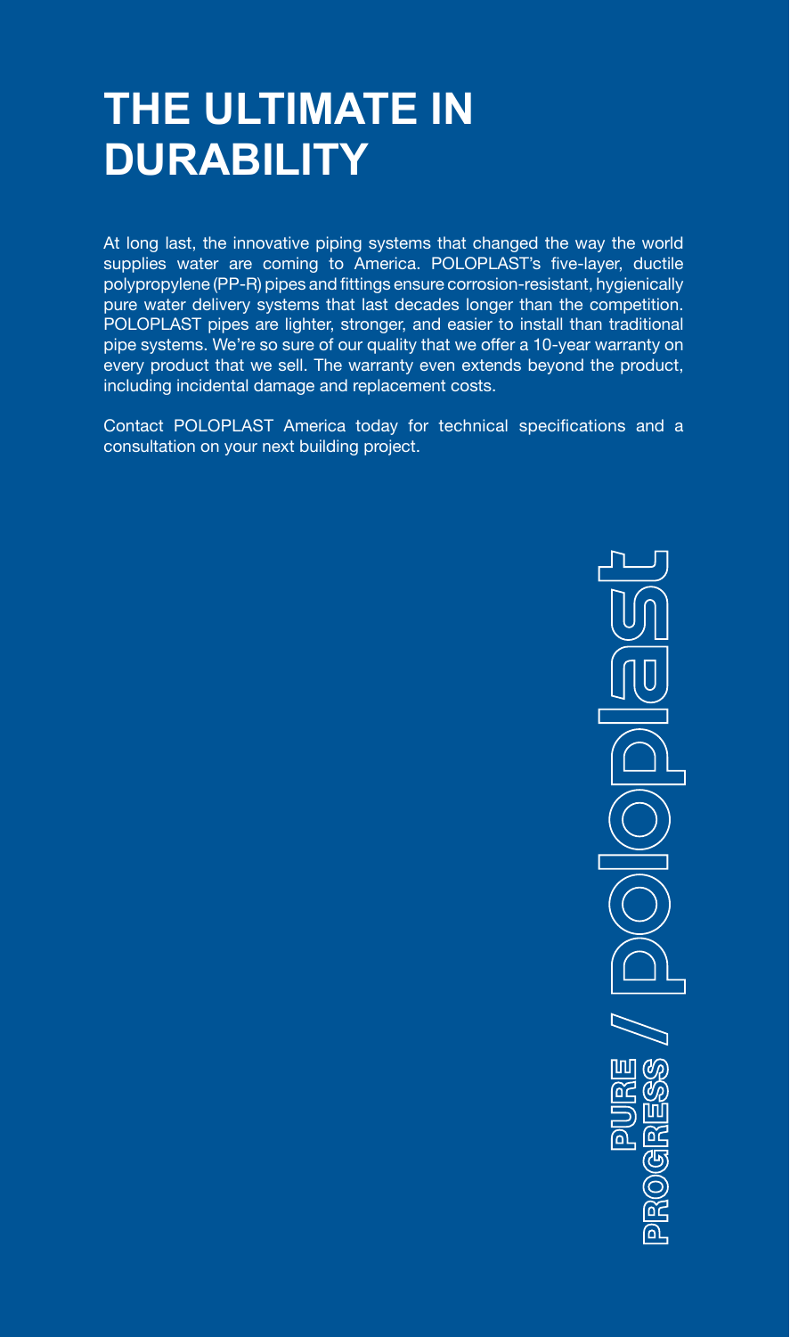# THE ULTIMATE IN DURABILITY

At long last, the innovative piping systems that changed the way the world supplies water are coming to America. POLOPLAST's five-layer, ductile polypropylene (PP-R) pipes and fittings ensure corrosion-resistant, hygienically pure water delivery systems that last decades longer than the competition. POLOPLAST pipes are lighter, stronger, and easier to install than traditional pipe systems. We're so sure of our quality that we offer a 10-year warranty on every product that we sell. The warranty even extends beyond the product, including incidental damage and replacement costs.

Contact POLOPLAST America today for technical specifications and a consultation on your next building project.

PURE PROGRESS // poloplast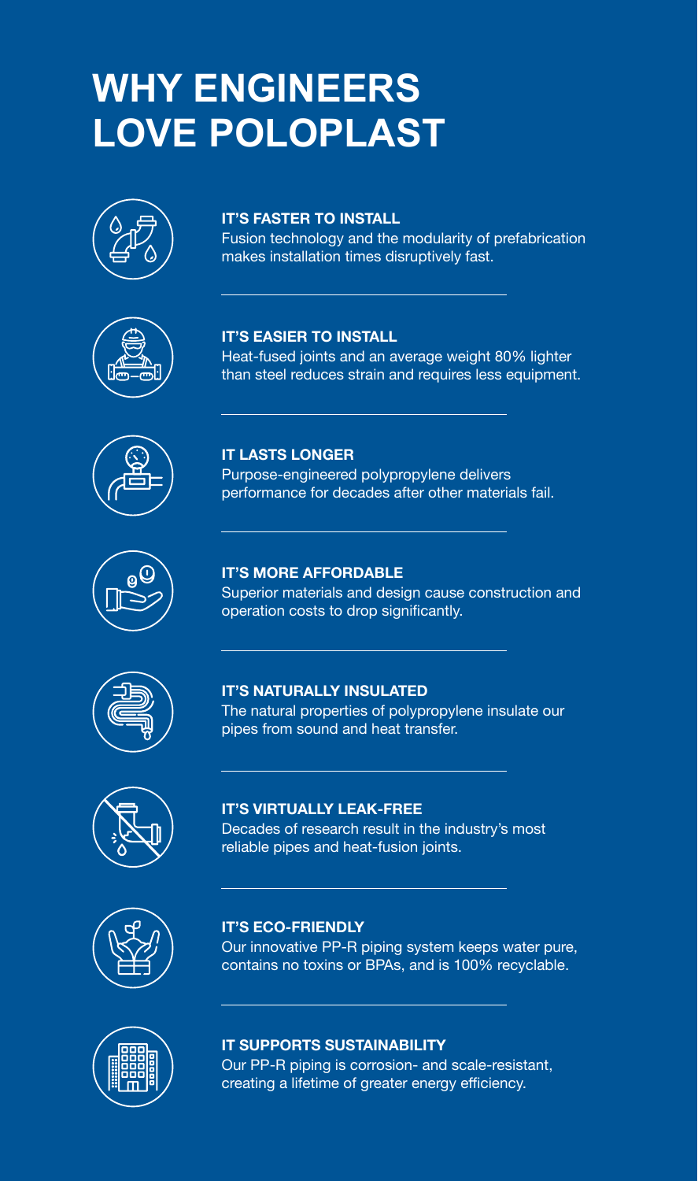# WHY ENGINEERS LOVE POLOPLAST

### IT'S FASTER TO INSTALL

Fusion technology and the modularity of prefabrication makes installation times disruptively fast.

### IT'S EASIER TO INSTALL

Heat-fused joints and an average weight 80% lighter than steel reduces strain and requires less equipment.

### IT LASTS LONGER

Purpose-engineered polypropylene delivers performance for decades after other materials fail.

### IT'S MORE AFFORDABLE

Superior materials and design cause construction and operation costs to drop significantly.

### IT'S NATURALLY INSULATED

The natural properties of polypropylene insulate our pipes from sound and heat transfer.

### IT'S VIRTUALLY LEAK-FREE

Decades of research result in the industry's most reliable pipes and heat-fusion joints.

### IT'S ECO-FRIENDLY

Our innovative PP-R piping system keeps water pure, contains no toxins or BPAs, and is 100% recyclable.

### IT SUPPORTS SUSTAINABILITY

Our PP-R piping is corrosion- and scale-resistant, creating a lifetime of greater energy efficiency.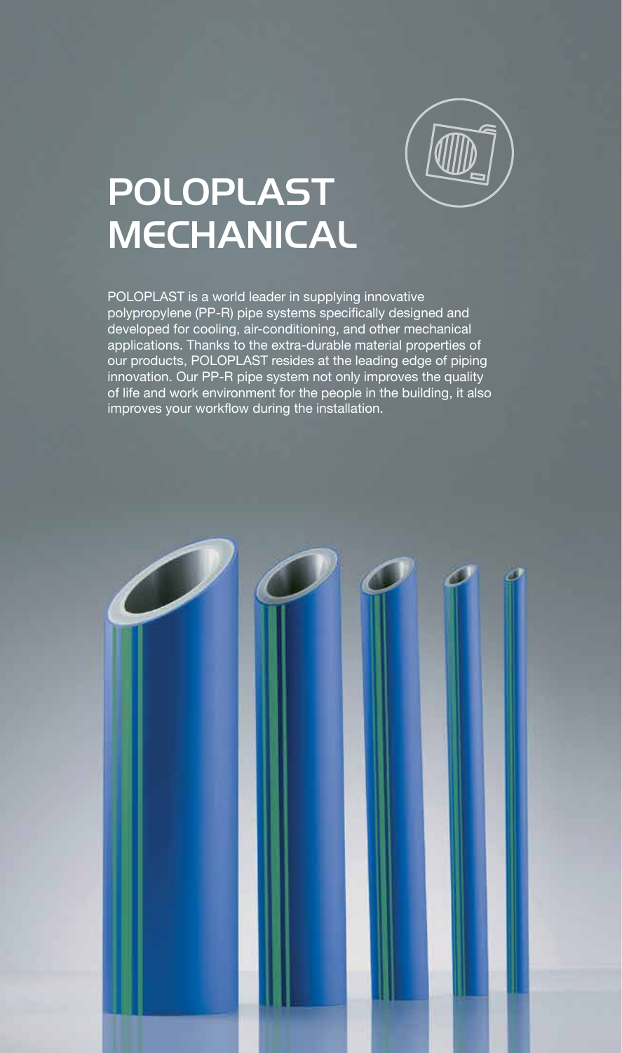# POLOPLAST MECHANICAL

POLOPLAST is a world leader in supplying innovative polypropylene (PP-R) pipe systems specifically designed and developed for cooling, air-conditioning, and other mechanical applications. Thanks to the extra-durable material properties of our products, POLOPLAST resides at the leading edge of piping innovation. Our PP-R pipe system not only improves the quality of life and work environment for the people in the building, it also improves your workflow during the installation.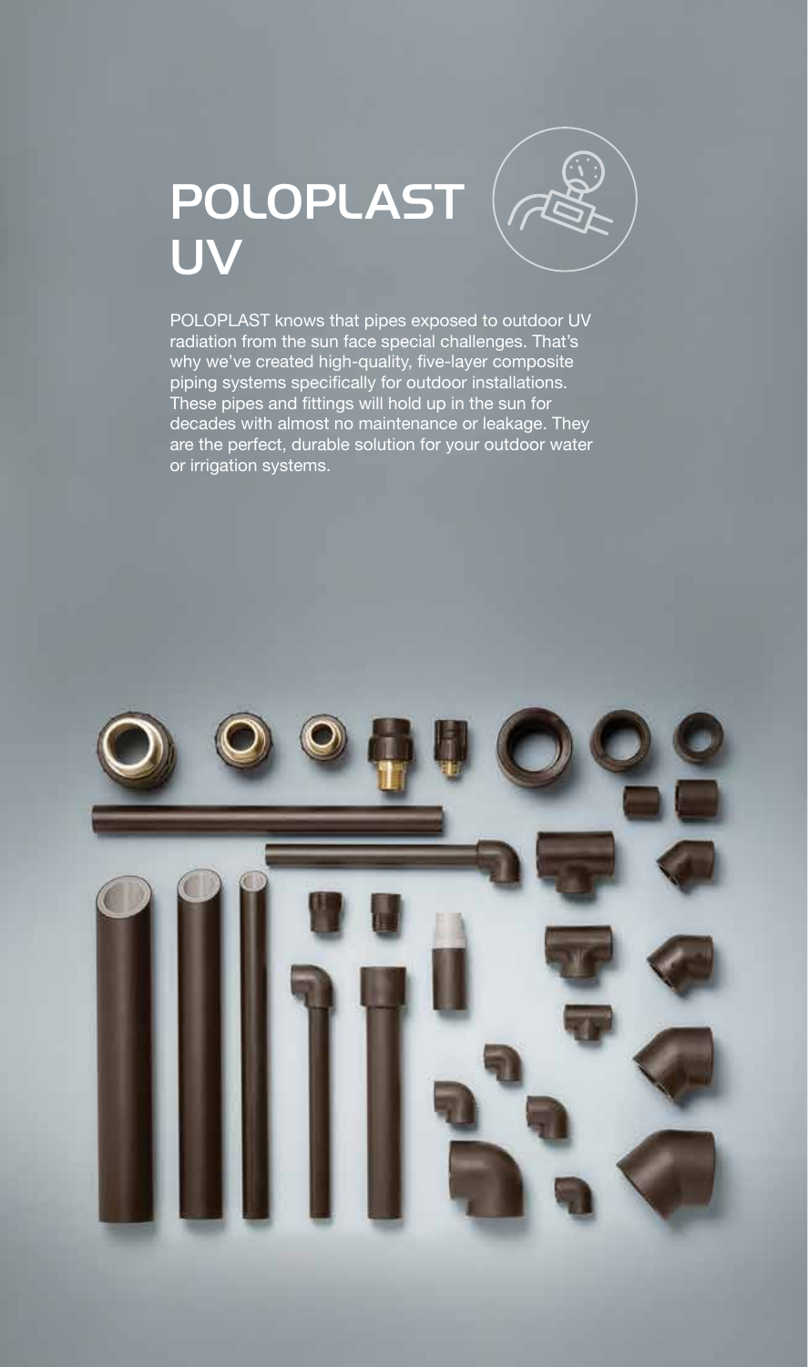# POLOPLAST UV

POLOPLAST knows that pipes exposed to outdoor UV radiation from the sun face special challenges. That's why we've created high-quality, five-layer composite piping systems specifically for outdoor installations. These pipes and fittings will hold up in the sun for decades with almost no maintenance or leakage. They are the perfect, durable solution for your outdoor water or irrigation systems.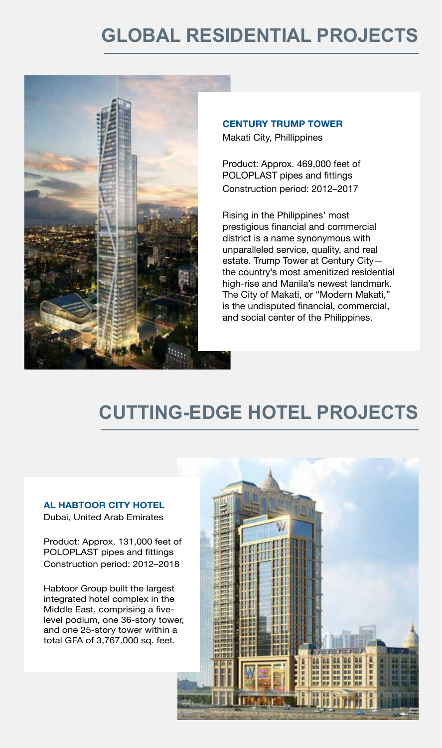# GLOBAL RESIDENTIAL PROJECTS

**CENTURY TRUMP TOWER**
Makati City, Phillippines

Product: Approx. 469,000 feet of POLOPLAST pipes and fittings
Construction period: 2012–2017

Rising in the Philippines' most prestigious financial and commercial district is a name synonymous with unparalleled service, quality, and real estate. Trump Tower at Century City—the country's most amenitized residential high-rise and Manila's newest landmark. The City of Makati, or "Modern Makati," is the undisputed financial, commercial, and social center of the Philippines.

# CUTTING-EDGE HOTEL PROJECTS

**AL HABTOOR CITY HOTEL**
Dubai, United Arab Emirates

Product: Approx. 131,000 feet of POLOPLAST pipes and fittings
Construction period: 2012–2018

Habtoor Group built the largest integrated hotel complex in the Middle East, comprising a five-level podium, one 36-story tower, and one 25-story tower within a total GFA of 3,767,000 sq. feet.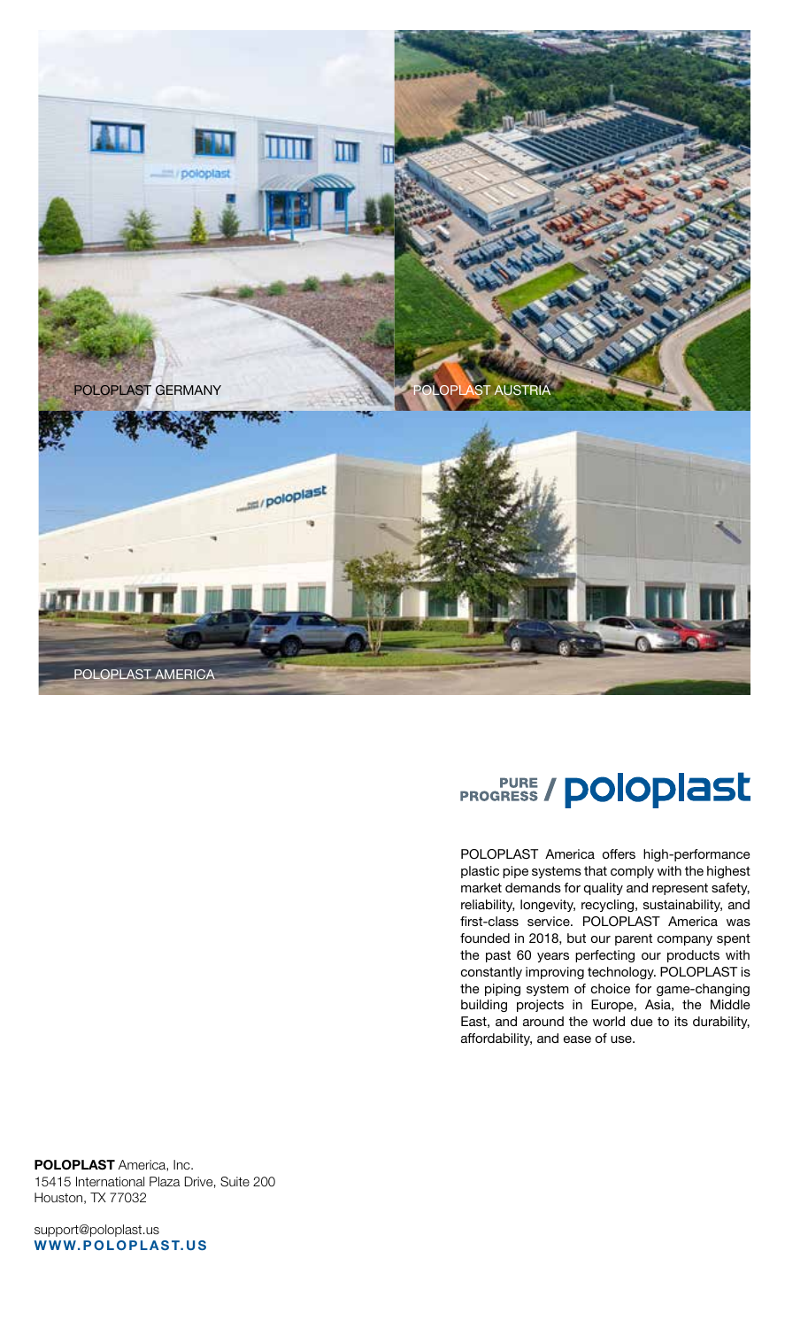POLOPLAST GERMANY

POLOPLAST AUSTRIA

POLOPLAST AMERICA

PURE PROGRESS / poloplast

POLOPLAST America offers high-performance plastic pipe systems that comply with the highest market demands for quality and represent safety, reliability, longevity, recycling, sustainability, and first-class service. POLOPLAST America was founded in 2018, but our parent company spent the past 60 years perfecting our products with constantly improving technology. POLOPLAST is the piping system of choice for game-changing building projects in Europe, Asia, the Middle East, and around the world due to its durability, affordability, and ease of use.

**POLOPLAST** America, Inc.
15415 International Plaza Drive, Suite 200
Houston, TX 77032

support@poloplast.us
**WWW.POLOPLAST.US**